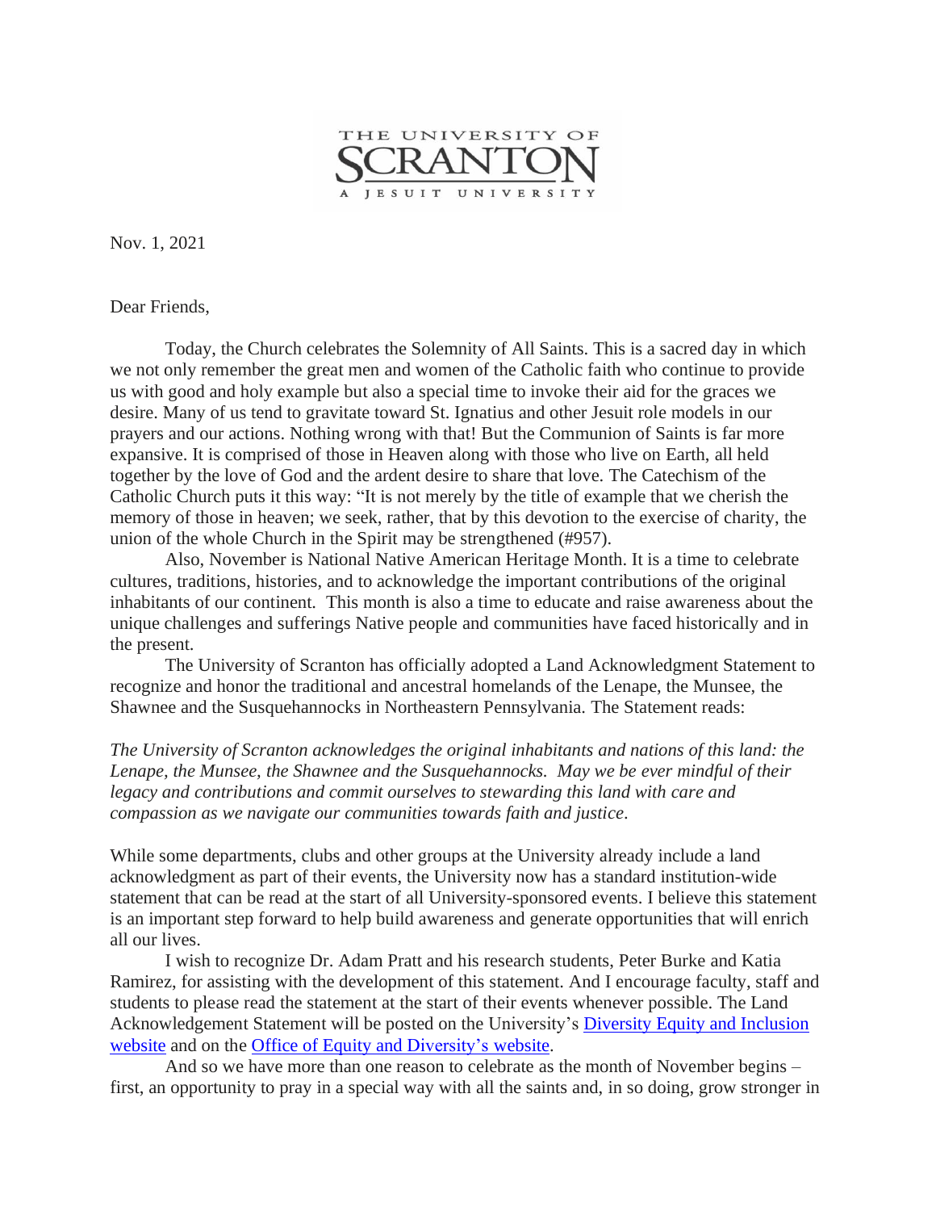THE UNIVERSITY OF

SCRANTON

A JESUIT UNIVERSITY

Nov. 1, 2021

Dear Friends,

Today, the Church celebrates the Solemnity of All Saints. This is a sacred day in which we not only remember the great men and women of the Catholic faith who continue to provide us with good and holy example but also a special time to invoke their aid for the graces we desire. Many of us tend to gravitate toward St. Ignatius and other Jesuit role models in our prayers and our actions. Nothing wrong with that! But the Communion of Saints is far more expansive. It is comprised of those in Heaven along with those who live on Earth, all held together by the love of God and the ardent desire to share that love. The Catechism of the Catholic Church puts it this way: "It is not merely by the title of example that we cherish the memory of those in heaven; we seek, rather, that by this devotion to the exercise of charity, the union of the whole Church in the Spirit may be strengthened (#957).

Also, November is National Native American Heritage Month. It is a time to celebrate cultures, traditions, histories, and to acknowledge the important contributions of the original inhabitants of our continent. This month is also a time to educate and raise awareness about the unique challenges and sufferings Native people and communities have faced historically and in the present.

The University of Scranton has officially adopted a Land Acknowledgment Statement to recognize and honor the traditional and ancestral homelands of the Lenape, the Munsee, the Shawnee and the Susquehannocks in Northeastern Pennsylvania. The Statement reads:

*The University of Scranton acknowledges the original inhabitants and nations of this land: the Lenape, the Munsee, the Shawnee and the Susquehannocks. May we be ever mindful of their legacy and contributions and commit ourselves to stewarding this land with care and compassion as we navigate our communities towards faith and justice.*

While some departments, clubs and other groups at the University already include a land acknowledgment as part of their events, the University now has a standard institution-wide statement that can be read at the start of all University-sponsored events. I believe this statement is an important step forward to help build awareness and generate opportunities that will enrich all our lives.

I wish to recognize Dr. Adam Pratt and his research students, Peter Burke and Katia Ramirez, for assisting with the development of this statement. And I encourage faculty, staff and students to please read the statement at the start of their events whenever possible. The Land Acknowledgement Statement will be posted on the University's Diversity Equity and Inclusion website and on the Office of Equity and Diversity's website.

And so we have more than one reason to celebrate as the month of November begins – first, an opportunity to pray in a special way with all the saints and, in so doing, grow stronger in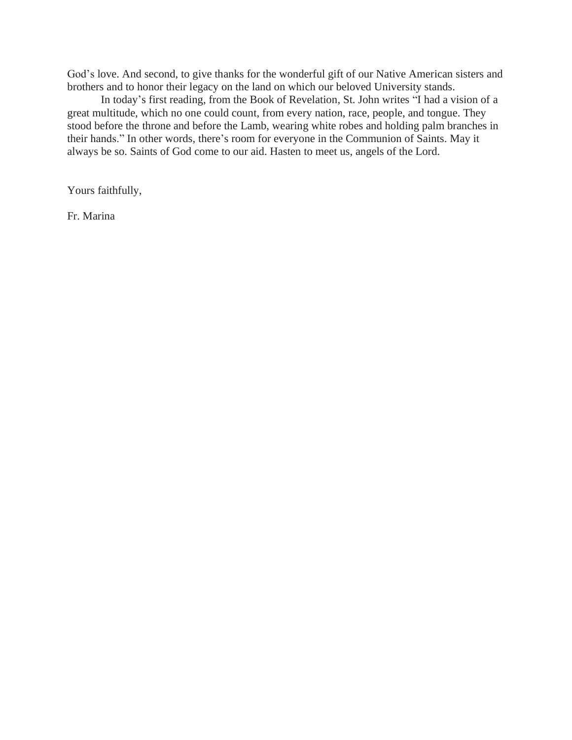God’s love. And second, to give thanks for the wonderful gift of our Native American sisters and brothers and to honor their legacy on the land on which our beloved University stands.

In today’s first reading, from the Book of Revelation, St. John writes “I had a vision of a great multitude, which no one could count, from every nation, race, people, and tongue. They stood before the throne and before the Lamb, wearing white robes and holding palm branches in their hands.” In other words, there’s room for everyone in the Communion of Saints. May it always be so. Saints of God come to our aid. Hasten to meet us, angels of the Lord.

Yours faithfully,

Fr. Marina